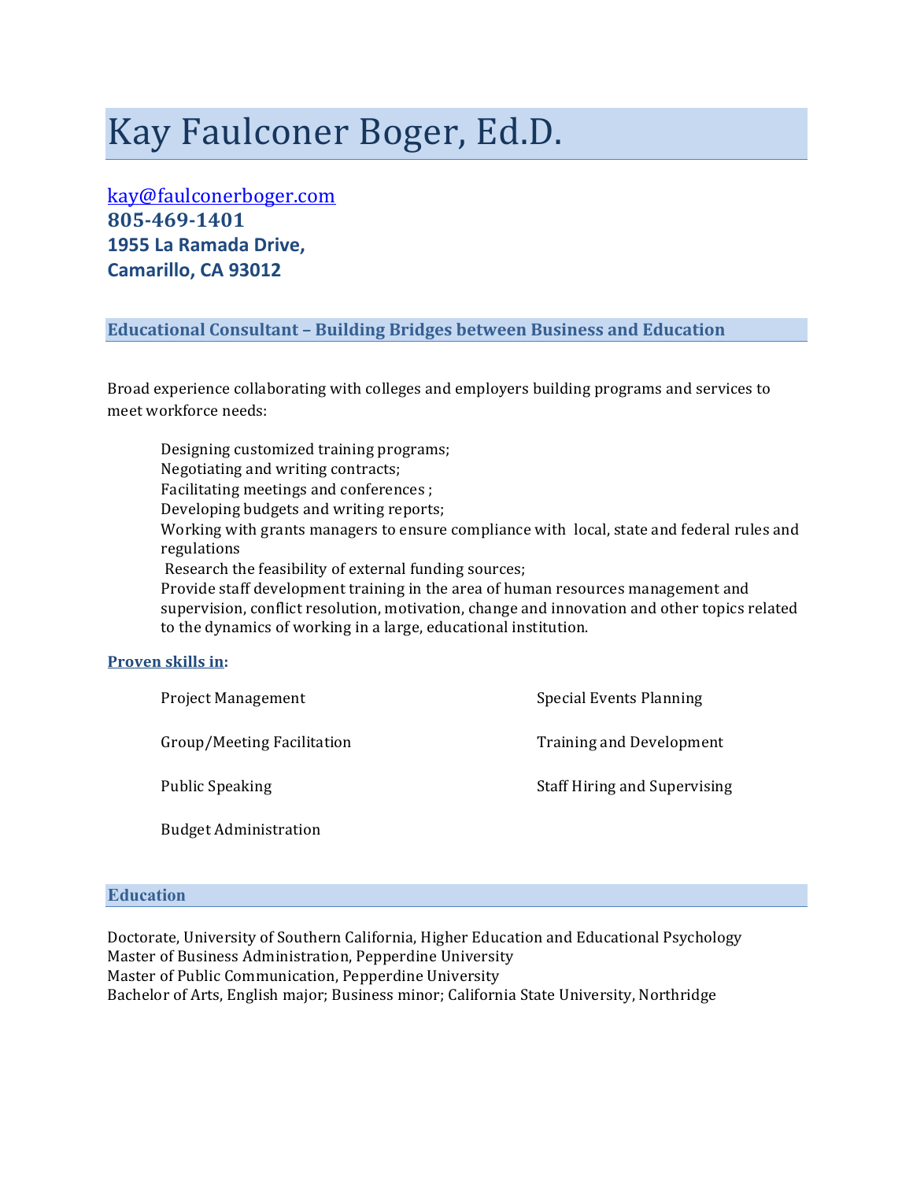# Kay Faulconer Boger, Ed.D.

kay@faulconerboger.com
**805-469-1401**
**1955 La Ramada Drive,**
**Camarillo, CA 93012**

## Educational Consultant – Building Bridges between Business and Education

Broad experience collaborating with colleges and employers building programs and services to meet workforce needs:

- Designing customized training programs;
- Negotiating and writing contracts;
- Facilitating meetings and conferences ;
- Developing budgets and writing reports;
- Working with grants managers to ensure compliance with local, state and federal rules and regulations
- Research the feasibility of external funding sources;
- Provide staff development training in the area of human resources management and supervision, conflict resolution, motivation, change and innovation and other topics related to the dynamics of working in a large, educational institution.

**Proven skills in:**

- Project Management
- Group/Meeting Facilitation
- Public Speaking
- Budget Administration
- Special Events Planning
- Training and Development
- Staff Hiring and Supervising

## Education

Doctorate, University of Southern California, Higher Education and Educational Psychology
Master of Business Administration, Pepperdine University
Master of Public Communication, Pepperdine University
Bachelor of Arts, English major; Business minor; California State University, Northridge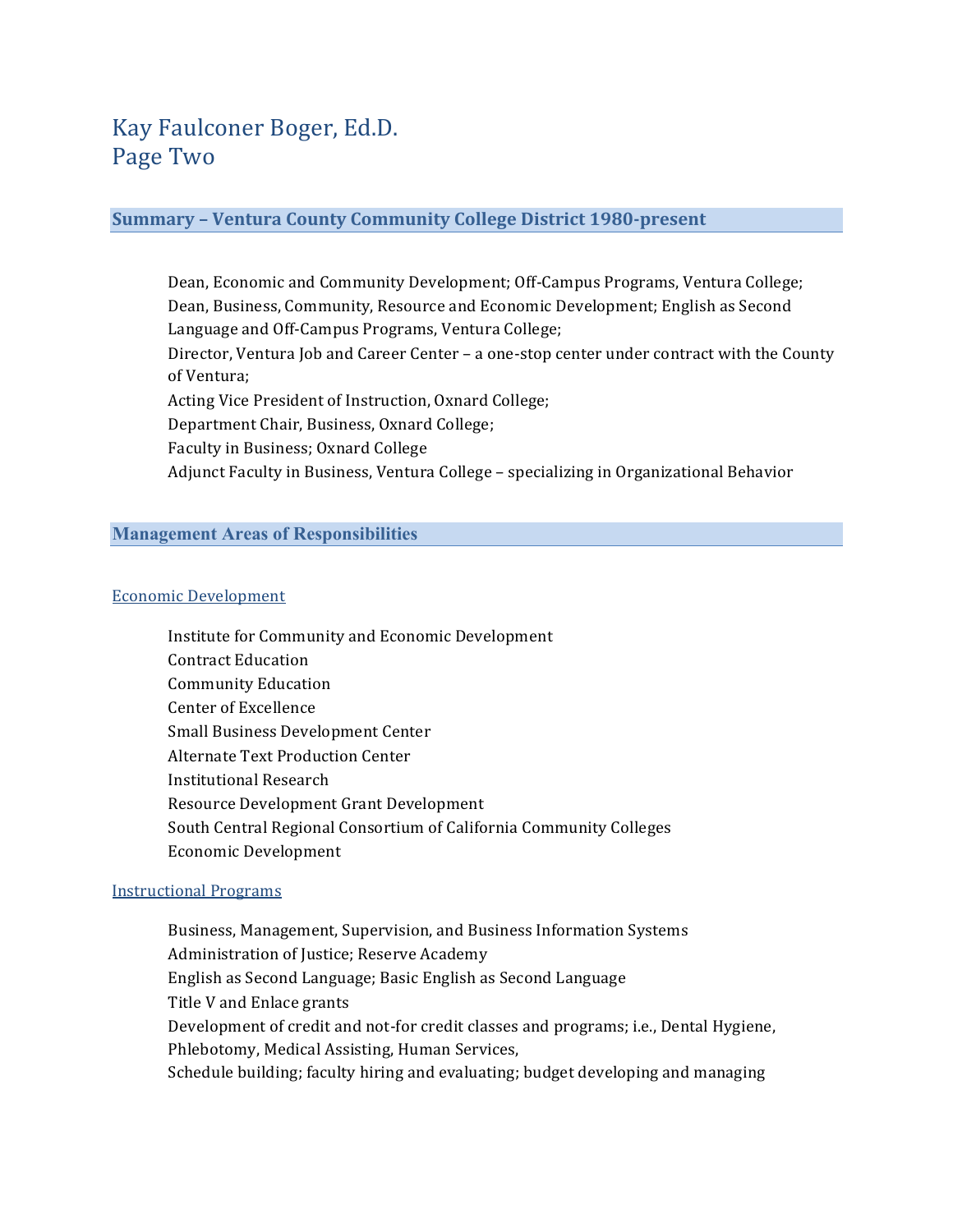# Kay Faulconer Boger, Ed.D.
# Page Two

## Summary – Ventura County Community College District 1980-present

Dean, Economic and Community Development; Off-Campus Programs, Ventura College;
Dean, Business, Community, Resource and Economic Development; English as Second Language and Off-Campus Programs, Ventura College;
Director, Ventura Job and Career Center – a one-stop center under contract with the County of Ventura;
Acting Vice President of Instruction, Oxnard College;
Department Chair, Business, Oxnard College;
Faculty in Business; Oxnard College
Adjunct Faculty in Business, Ventura College – specializing in Organizational Behavior

## Management Areas of Responsibilities

### Economic Development

Institute for Community and Economic Development
Contract Education
Community Education
Center of Excellence
Small Business Development Center
Alternate Text Production Center
Institutional Research
Resource Development Grant Development
South Central Regional Consortium of California Community Colleges
Economic Development

### Instructional Programs

Business, Management, Supervision, and Business Information Systems
Administration of Justice; Reserve Academy
English as Second Language; Basic English as Second Language
Title V and Enlace grants
Development of credit and not-for credit classes and programs; i.e., Dental Hygiene, Phlebotomy, Medical Assisting, Human Services,
Schedule building; faculty hiring and evaluating; budget developing and managing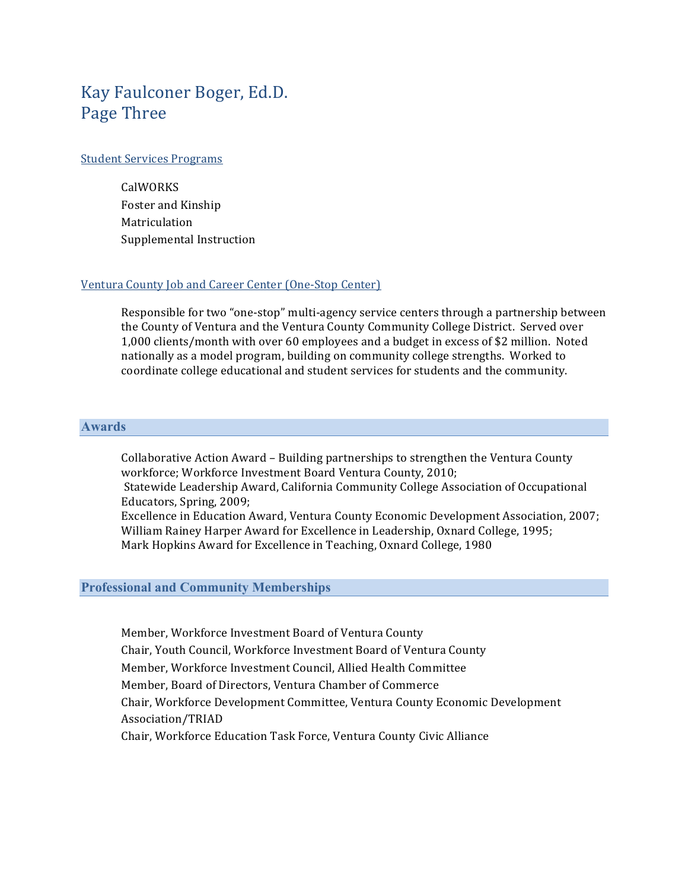## Student Services Programs

CalWORKS
Foster and Kinship
Matriculation
Supplemental Instruction

## Ventura County Job and Career Center (One-Stop Center)

Responsible for two "one-stop" multi-agency service centers through a partnership between the County of Ventura and the Ventura County Community College District. Served over 1,000 clients/month with over 60 employees and a budget in excess of $2 million. Noted nationally as a model program, building on community college strengths. Worked to coordinate college educational and student services for students and the community.

## Awards

Collaborative Action Award – Building partnerships to strengthen the Ventura County workforce; Workforce Investment Board Ventura County, 2010;
Statewide Leadership Award, California Community College Association of Occupational Educators, Spring, 2009;
Excellence in Education Award, Ventura County Economic Development Association, 2007;
William Rainey Harper Award for Excellence in Leadership, Oxnard College, 1995;
Mark Hopkins Award for Excellence in Teaching, Oxnard College, 1980

## Professional and Community Memberships

Member, Workforce Investment Board of Ventura County
Chair, Youth Council, Workforce Investment Board of Ventura County
Member, Workforce Investment Council, Allied Health Committee
Member, Board of Directors, Ventura Chamber of Commerce
Chair, Workforce Development Committee, Ventura County Economic Development Association/TRIAD
Chair, Workforce Education Task Force, Ventura County Civic Alliance